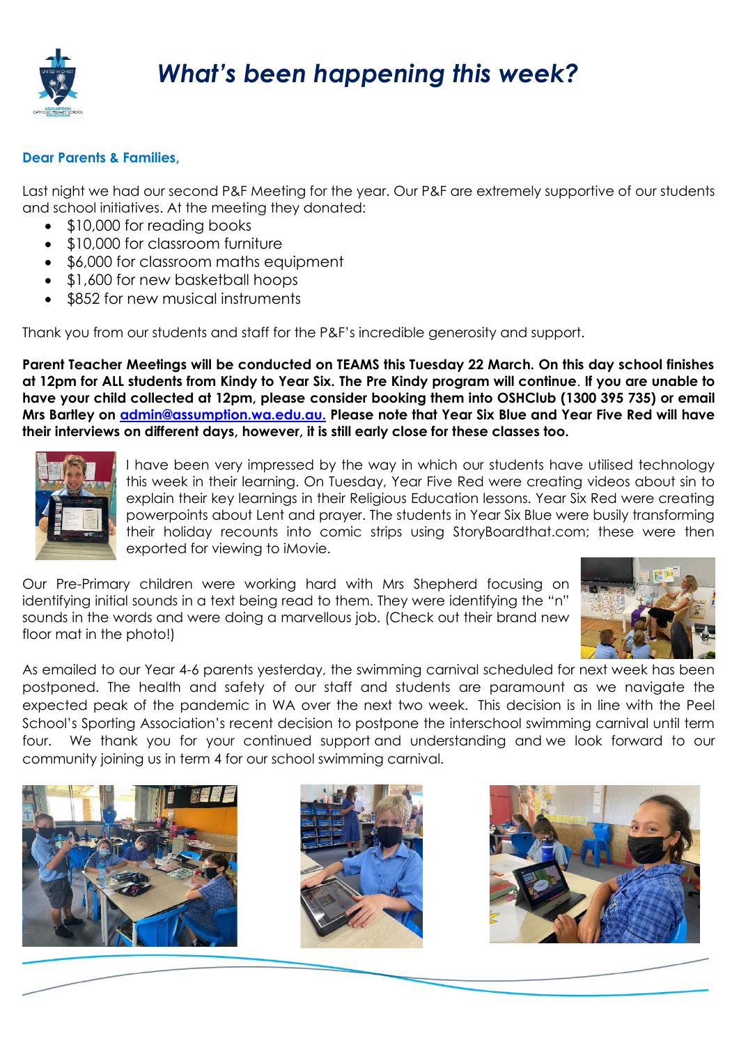# *What's been happening this week?*

**Dear Parents & Families,**

Last night we had our second P&F Meeting for the year. Our P&F are extremely supportive of our students and school initiatives. At the meeting they donated:

- $10,000 for reading books
- $10,000 for classroom furniture
- $6,000 for classroom maths equipment
- $1,600 for new basketball hoops
- $852 for new musical instruments

Thank you from our students and staff for the P&F's incredible generosity and support.

**Parent Teacher Meetings will be conducted on TEAMS this Tuesday 22 March. On this day school finishes at 12pm for ALL students from Kindy to Year Six. The Pre Kindy program will continue. If you are unable to have your child collected at 12pm, please consider booking them into OSHClub (1300 395 735) or email Mrs Bartley on [admin@assumption.wa.edu.au.](mailto:admin@assumption.wa.edu.au) Please note that Year Six Blue and Year Five Red will have their interviews on different days, however, it is still early close for these classes too.**

I have been very impressed by the way in which our students have utilised technology this week in their learning. On Tuesday, Year Five Red were creating videos about sin to explain their key learnings in their Religious Education lessons. Year Six Red were creating powerpoints about Lent and prayer. The students in Year Six Blue were busily transforming their holiday recounts into comic strips using StoryBoardthat.com; these were then exported for viewing to iMovie.

Our Pre-Primary children were working hard with Mrs Shepherd focusing on identifying initial sounds in a text being read to them. They were identifying the "n" sounds in the words and were doing a marvellous job. (Check out their brand new floor mat in the photo!)

As emailed to our Year 4-6 parents yesterday, the swimming carnival scheduled for next week has been postponed. The health and safety of our staff and students are paramount as we navigate the expected peak of the pandemic in WA over the next two week. This decision is in line with the Peel School's Sporting Association's recent decision to postpone the interschool swimming carnival until term four. We thank you for your continued support and understanding and we look forward to our community joining us in term 4 for our school swimming carnival.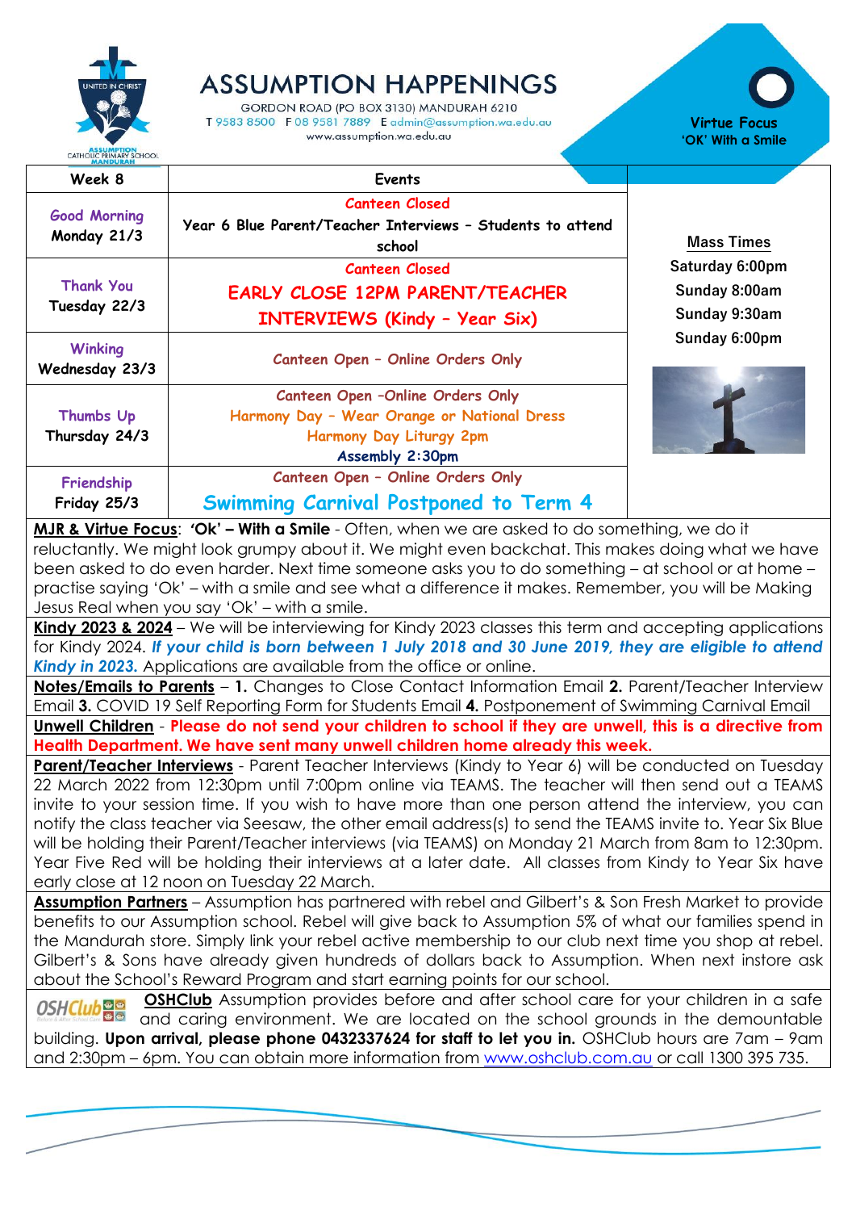# ASSUMPTION HAPPENINGS

GORDON ROAD (PO BOX 3130) MANDURAH 6210
T 9583 8500 F 08 9581 7889 E admin@assumption.wa.edu.au
www.assumption.wa.edu.au

**Virtue Focus**
**'OK' With a Smile**

| Week 8 | Events | |
|---|---|---|
| Good Morning Monday 21/3 | Canteen Closed<br>Year 6 Blue Parent/Teacher Interviews – Students to attend school | **Mass Times**<br>Saturday 6:00pm<br>Sunday 8:00am<br>Sunday 9:30am<br>Sunday 6:00pm |
| Thank You Tuesday 22/3 | Canteen Closed<br>EARLY CLOSE 12PM PARENT/TEACHER INTERVIEWS (Kindy – Year Six) | |
| Winking Wednesday 23/3 | Canteen Open – Online Orders Only | |
| Thumbs Up Thursday 24/3 | Canteen Open –Online Orders Only<br>Harmony Day – Wear Orange or National Dress<br>Harmony Day Liturgy 2pm<br>Assembly 2:30pm | |
| Friendship Friday 25/3 | Canteen Open – Online Orders Only<br>Swimming Carnival Postponed to Term 4 | |

**MJR & Virtue Focus**: **'Ok' – With a Smile** - Often, when we are asked to do something, we do it reluctantly. We might look grumpy about it. We might even backchat. This makes doing what we have been asked to do even harder. Next time someone asks you to do something – at school or at home – practise saying 'Ok' – with a smile and see what a difference it makes. Remember, you will be Making Jesus Real when you say 'Ok' – with a smile.

**Kindy 2023 & 2024** – We will be interviewing for Kindy 2023 classes this term and accepting applications for Kindy 2024. ***If your child is born between 1 July 2018 and 30 June 2019, they are eligible to attend Kindy in 2023.*** Applications are available from the office or online.

**Notes/Emails to Parents** – **1.** Changes to Close Contact Information Email **2.** Parent/Teacher Interview Email **3.** COVID 19 Self Reporting Form for Students Email **4.** Postponement of Swimming Carnival Email

**Unwell Children** - **Please do not send your children to school if they are unwell, this is a directive from Health Department. We have sent many unwell children home already this week.**

**Parent/Teacher Interviews** - Parent Teacher Interviews (Kindy to Year 6) will be conducted on Tuesday 22 March 2022 from 12:30pm until 7:00pm online via TEAMS. The teacher will then send out a TEAMS invite to your session time. If you wish to have more than one person attend the interview, you can notify the class teacher via Seesaw, the other email address(s) to send the TEAMS invite to. Year Six Blue will be holding their Parent/Teacher interviews (via TEAMS) on Monday 21 March from 8am to 12:30pm. Year Five Red will be holding their interviews at a later date. All classes from Kindy to Year Six have early close at 12 noon on Tuesday 22 March.

**Assumption Partners** – Assumption has partnered with rebel and Gilbert's & Son Fresh Market to provide benefits to our Assumption school. Rebel will give back to Assumption 5% of what our families spend in the Mandurah store. Simply link your rebel active membership to our club next time you shop at rebel. Gilbert's & Sons have already given hundreds of dollars back to Assumption. When next instore ask about the School's Reward Program and start earning points for our school.

**OSHClub** Assumption provides before and after school care for your children in a safe and caring environment. We are located on the school grounds in the demountable building. **Upon arrival, please phone 0432337624 for staff to let you in.** OSHClub hours are 7am – 9am and 2:30pm – 6pm. You can obtain more information from www.oshclub.com.au or call 1300 395 735.